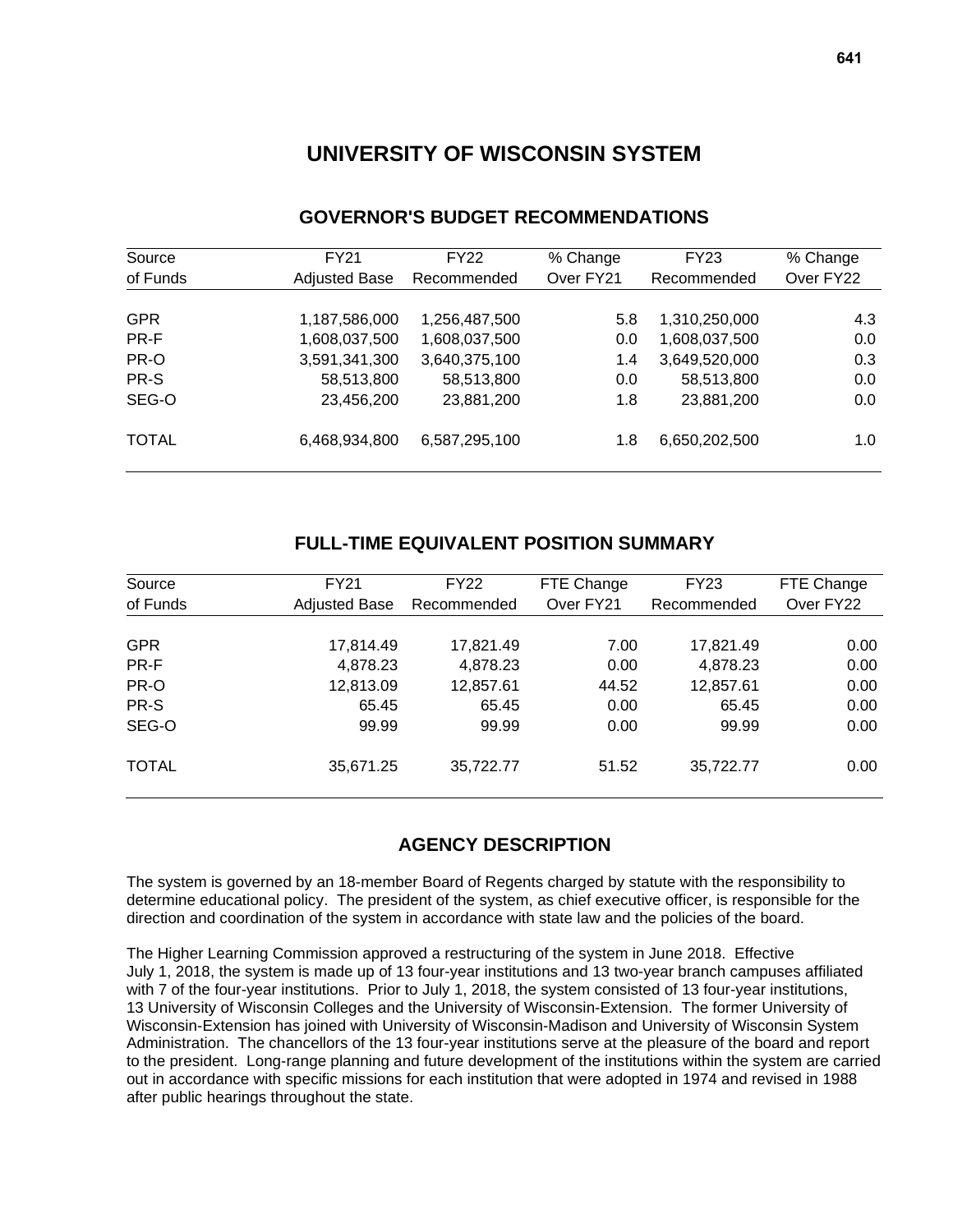# UNIVERSITY OF WISCONSIN SYSTEM

## GOVERNOR'S BUDGET RECOMMENDATIONS

| Source of Funds | FY21 Adjusted Base | FY22 Recommended | % Change Over FY21 | FY23 Recommended | % Change Over FY22 |
|---|---|---|---|---|---|
| GPR | 1,187,586,000 | 1,256,487,500 | 5.8 | 1,310,250,000 | 4.3 |
| PR-F | 1,608,037,500 | 1,608,037,500 | 0.0 | 1,608,037,500 | 0.0 |
| PR-O | 3,591,341,300 | 3,640,375,100 | 1.4 | 3,649,520,000 | 0.3 |
| PR-S | 58,513,800 | 58,513,800 | 0.0 | 58,513,800 | 0.0 |
| SEG-O | 23,456,200 | 23,881,200 | 1.8 | 23,881,200 | 0.0 |
| TOTAL | 6,468,934,800 | 6,587,295,100 | 1.8 | 6,650,202,500 | 1.0 |

## FULL-TIME EQUIVALENT POSITION SUMMARY

| Source of Funds | FY21 Adjusted Base | FY22 Recommended | FTE Change Over FY21 | FY23 Recommended | FTE Change Over FY22 |
|---|---|---|---|---|---|
| GPR | 17,814.49 | 17,821.49 | 7.00 | 17,821.49 | 0.00 |
| PR-F | 4,878.23 | 4,878.23 | 0.00 | 4,878.23 | 0.00 |
| PR-O | 12,813.09 | 12,857.61 | 44.52 | 12,857.61 | 0.00 |
| PR-S | 65.45 | 65.45 | 0.00 | 65.45 | 0.00 |
| SEG-O | 99.99 | 99.99 | 0.00 | 99.99 | 0.00 |
| TOTAL | 35,671.25 | 35,722.77 | 51.52 | 35,722.77 | 0.00 |

## AGENCY DESCRIPTION

The system is governed by an 18-member Board of Regents charged by statute with the responsibility to determine educational policy. The president of the system, as chief executive officer, is responsible for the direction and coordination of the system in accordance with state law and the policies of the board.

The Higher Learning Commission approved a restructuring of the system in June 2018. Effective July 1, 2018, the system is made up of 13 four-year institutions and 13 two-year branch campuses affiliated with 7 of the four-year institutions. Prior to July 1, 2018, the system consisted of 13 four-year institutions, 13 University of Wisconsin Colleges and the University of Wisconsin-Extension. The former University of Wisconsin-Extension has joined with University of Wisconsin-Madison and University of Wisconsin System Administration. The chancellors of the 13 four-year institutions serve at the pleasure of the board and report to the president. Long-range planning and future development of the institutions within the system are carried out in accordance with specific missions for each institution that were adopted in 1974 and revised in 1988 after public hearings throughout the state.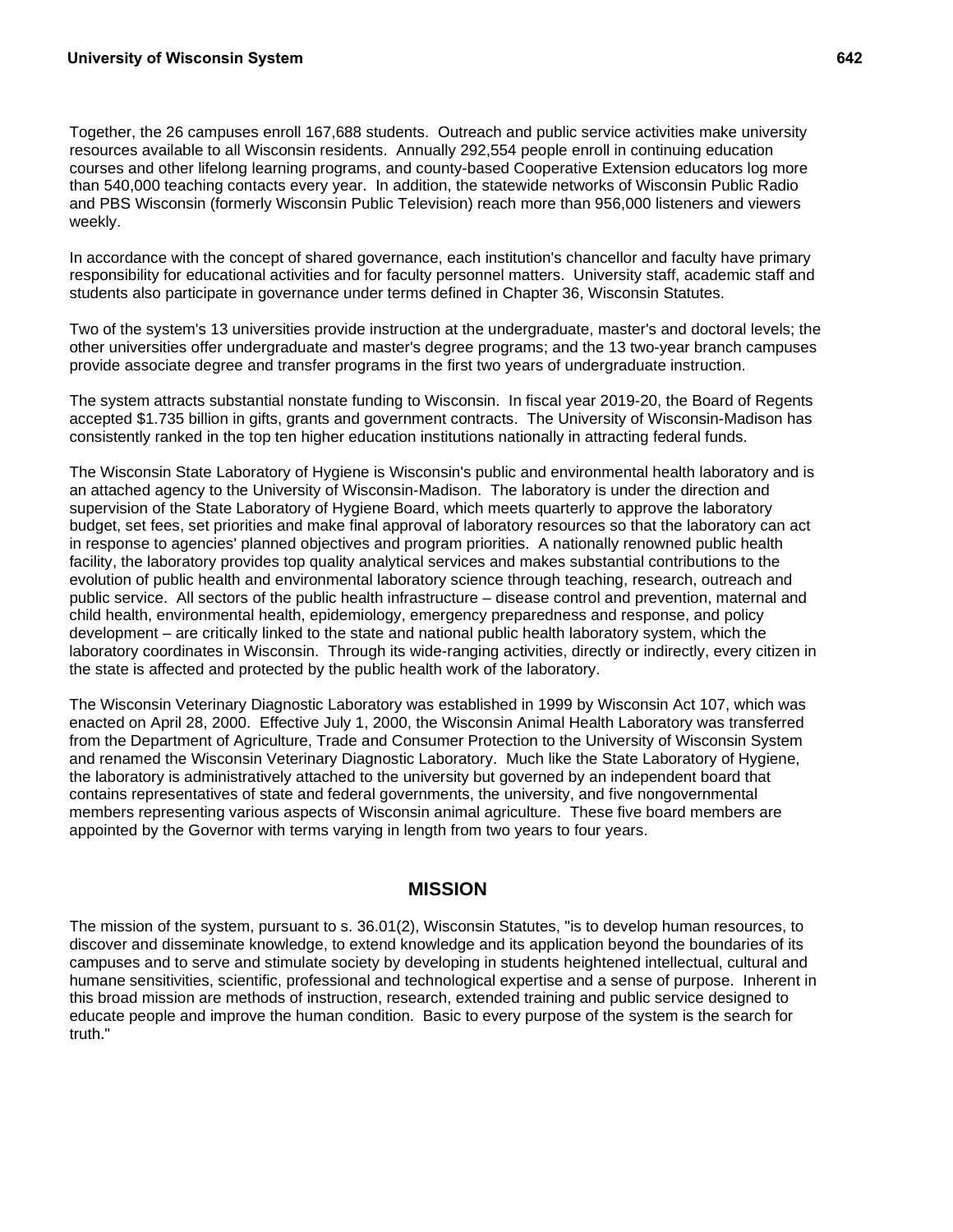Together, the 26 campuses enroll 167,688 students. Outreach and public service activities make university resources available to all Wisconsin residents. Annually 292,554 people enroll in continuing education courses and other lifelong learning programs, and county-based Cooperative Extension educators log more than 540,000 teaching contacts every year. In addition, the statewide networks of Wisconsin Public Radio and PBS Wisconsin (formerly Wisconsin Public Television) reach more than 956,000 listeners and viewers weekly.

In accordance with the concept of shared governance, each institution's chancellor and faculty have primary responsibility for educational activities and for faculty personnel matters. University staff, academic staff and students also participate in governance under terms defined in Chapter 36, Wisconsin Statutes.

Two of the system's 13 universities provide instruction at the undergraduate, master's and doctoral levels; the other universities offer undergraduate and master's degree programs; and the 13 two-year branch campuses provide associate degree and transfer programs in the first two years of undergraduate instruction.

The system attracts substantial nonstate funding to Wisconsin. In fiscal year 2019-20, the Board of Regents accepted $1.735 billion in gifts, grants and government contracts. The University of Wisconsin-Madison has consistently ranked in the top ten higher education institutions nationally in attracting federal funds.

The Wisconsin State Laboratory of Hygiene is Wisconsin's public and environmental health laboratory and is an attached agency to the University of Wisconsin-Madison. The laboratory is under the direction and supervision of the State Laboratory of Hygiene Board, which meets quarterly to approve the laboratory budget, set fees, set priorities and make final approval of laboratory resources so that the laboratory can act in response to agencies' planned objectives and program priorities. A nationally renowned public health facility, the laboratory provides top quality analytical services and makes substantial contributions to the evolution of public health and environmental laboratory science through teaching, research, outreach and public service. All sectors of the public health infrastructure – disease control and prevention, maternal and child health, environmental health, epidemiology, emergency preparedness and response, and policy development – are critically linked to the state and national public health laboratory system, which the laboratory coordinates in Wisconsin. Through its wide-ranging activities, directly or indirectly, every citizen in the state is affected and protected by the public health work of the laboratory.

The Wisconsin Veterinary Diagnostic Laboratory was established in 1999 by Wisconsin Act 107, which was enacted on April 28, 2000. Effective July 1, 2000, the Wisconsin Animal Health Laboratory was transferred from the Department of Agriculture, Trade and Consumer Protection to the University of Wisconsin System and renamed the Wisconsin Veterinary Diagnostic Laboratory. Much like the State Laboratory of Hygiene, the laboratory is administratively attached to the university but governed by an independent board that contains representatives of state and federal governments, the university, and five nongovernmental members representing various aspects of Wisconsin animal agriculture. These five board members are appointed by the Governor with terms varying in length from two years to four years.

## MISSION

The mission of the system, pursuant to s. 36.01(2), Wisconsin Statutes, "is to develop human resources, to discover and disseminate knowledge, to extend knowledge and its application beyond the boundaries of its campuses and to serve and stimulate society by developing in students heightened intellectual, cultural and humane sensitivities, scientific, professional and technological expertise and a sense of purpose. Inherent in this broad mission are methods of instruction, research, extended training and public service designed to educate people and improve the human condition. Basic to every purpose of the system is the search for truth."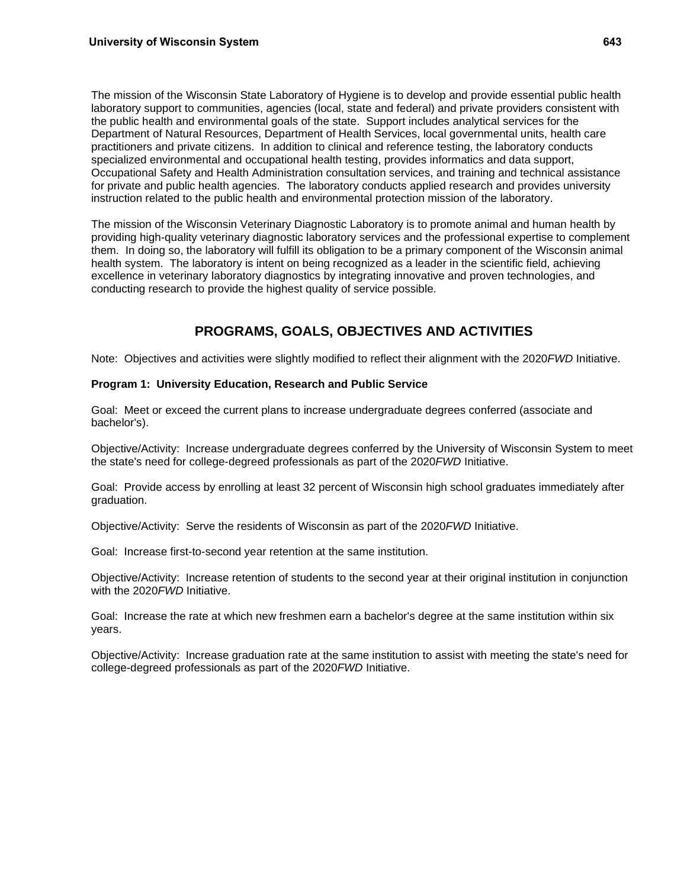The mission of the Wisconsin State Laboratory of Hygiene is to develop and provide essential public health laboratory support to communities, agencies (local, state and federal) and private providers consistent with the public health and environmental goals of the state. Support includes analytical services for the Department of Natural Resources, Department of Health Services, local governmental units, health care practitioners and private citizens. In addition to clinical and reference testing, the laboratory conducts specialized environmental and occupational health testing, provides informatics and data support, Occupational Safety and Health Administration consultation services, and training and technical assistance for private and public health agencies. The laboratory conducts applied research and provides university instruction related to the public health and environmental protection mission of the laboratory.

The mission of the Wisconsin Veterinary Diagnostic Laboratory is to promote animal and human health by providing high-quality veterinary diagnostic laboratory services and the professional expertise to complement them. In doing so, the laboratory will fulfill its obligation to be a primary component of the Wisconsin animal health system. The laboratory is intent on being recognized as a leader in the scientific field, achieving excellence in veterinary laboratory diagnostics by integrating innovative and proven technologies, and conducting research to provide the highest quality of service possible.

## PROGRAMS, GOALS, OBJECTIVES AND ACTIVITIES

Note: Objectives and activities were slightly modified to reflect their alignment with the 2020*FWD* Initiative.

**Program 1: University Education, Research and Public Service**

Goal: Meet or exceed the current plans to increase undergraduate degrees conferred (associate and bachelor's).

Objective/Activity: Increase undergraduate degrees conferred by the University of Wisconsin System to meet the state's need for college-degreed professionals as part of the 2020*FWD* Initiative.

Goal: Provide access by enrolling at least 32 percent of Wisconsin high school graduates immediately after graduation.

Objective/Activity: Serve the residents of Wisconsin as part of the 2020*FWD* Initiative.

Goal: Increase first-to-second year retention at the same institution.

Objective/Activity: Increase retention of students to the second year at their original institution in conjunction with the 2020*FWD* Initiative.

Goal: Increase the rate at which new freshmen earn a bachelor's degree at the same institution within six years.

Objective/Activity: Increase graduation rate at the same institution to assist with meeting the state's need for college-degreed professionals as part of the 2020*FWD* Initiative.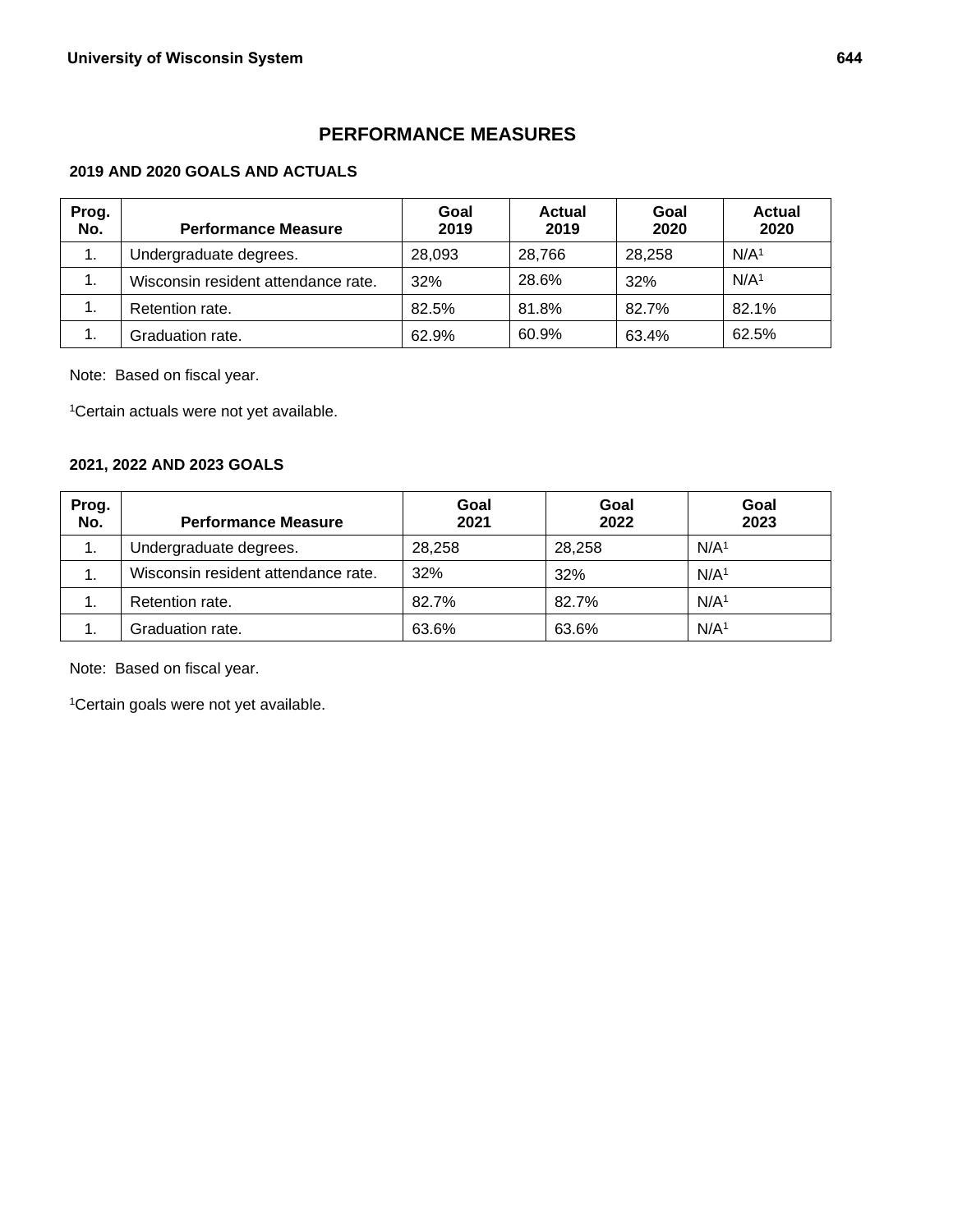## PERFORMANCE MEASURES

### 2019 AND 2020 GOALS AND ACTUALS

| Prog. No. | Performance Measure | Goal 2019 | Actual 2019 | Goal 2020 | Actual 2020 |
|---|---|---|---|---|---|
| 1. | Undergraduate degrees. | 28,093 | 28,766 | 28,258 | N/A[1] |
| 1. | Wisconsin resident attendance rate. | 32% | 28.6% | 32% | N/A[1] |
| 1. | Retention rate. | 82.5% | 81.8% | 82.7% | 82.1% |
| 1. | Graduation rate. | 62.9% | 60.9% | 63.4% | 62.5% |

Note: Based on fiscal year.

[1]Certain actuals were not yet available.

### 2021, 2022 AND 2023 GOALS

| Prog. No. | Performance Measure | Goal 2021 | Goal 2022 | Goal 2023 |
|---|---|---|---|---|
| 1. | Undergraduate degrees. | 28,258 | 28,258 | N/A[1] |
| 1. | Wisconsin resident attendance rate. | 32% | 32% | N/A[1] |
| 1. | Retention rate. | 82.7% | 82.7% | N/A[1] |
| 1. | Graduation rate. | 63.6% | 63.6% | N/A[1] |

Note: Based on fiscal year.

[1]Certain goals were not yet available.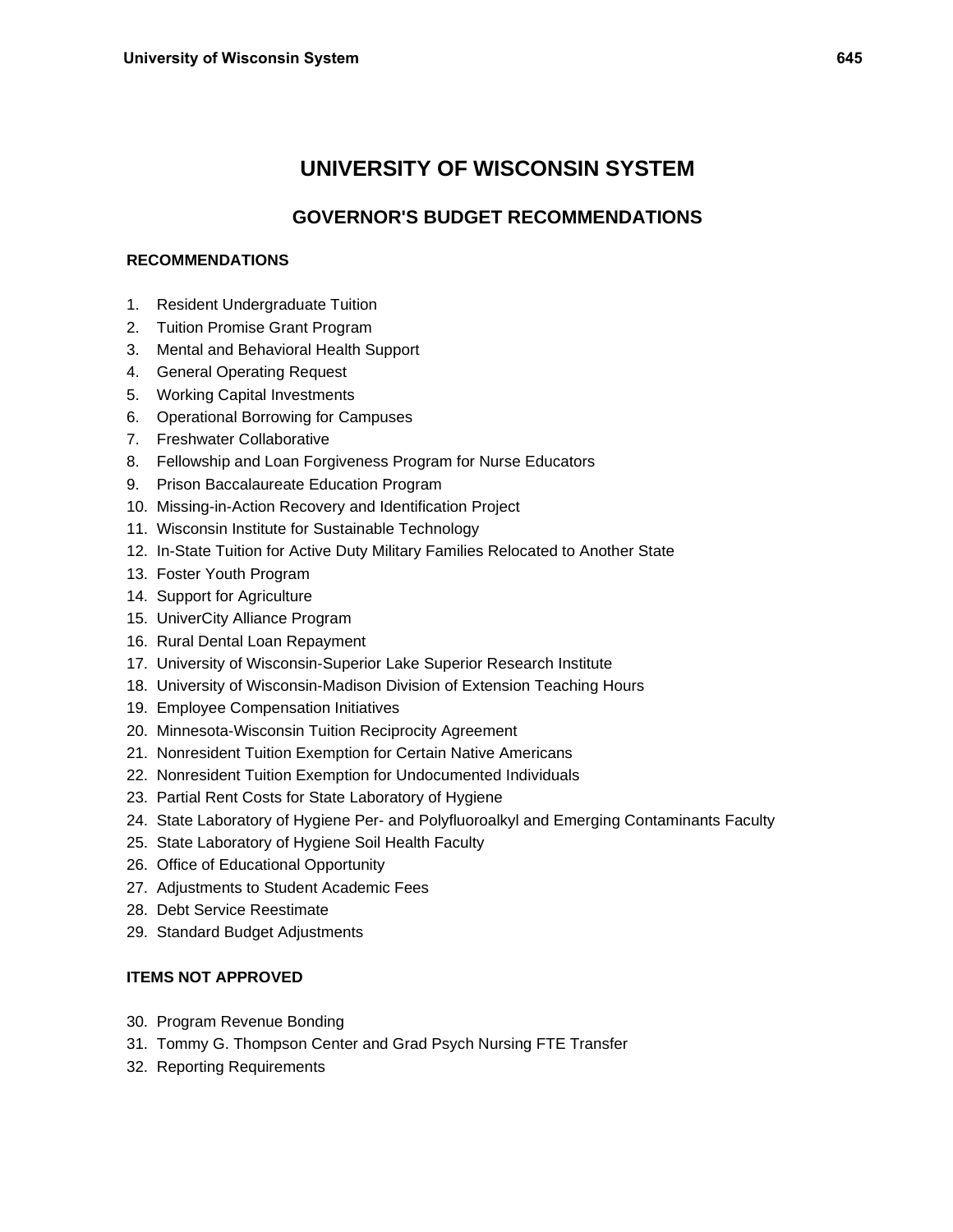# UNIVERSITY OF WISCONSIN SYSTEM

## GOVERNOR'S BUDGET RECOMMENDATIONS

### RECOMMENDATIONS

1. Resident Undergraduate Tuition
2. Tuition Promise Grant Program
3. Mental and Behavioral Health Support
4. General Operating Request
5. Working Capital Investments
6. Operational Borrowing for Campuses
7. Freshwater Collaborative
8. Fellowship and Loan Forgiveness Program for Nurse Educators
9. Prison Baccalaureate Education Program
10. Missing-in-Action Recovery and Identification Project
11. Wisconsin Institute for Sustainable Technology
12. In-State Tuition for Active Duty Military Families Relocated to Another State
13. Foster Youth Program
14. Support for Agriculture
15. UniverCity Alliance Program
16. Rural Dental Loan Repayment
17. University of Wisconsin-Superior Lake Superior Research Institute
18. University of Wisconsin-Madison Division of Extension Teaching Hours
19. Employee Compensation Initiatives
20. Minnesota-Wisconsin Tuition Reciprocity Agreement
21. Nonresident Tuition Exemption for Certain Native Americans
22. Nonresident Tuition Exemption for Undocumented Individuals
23. Partial Rent Costs for State Laboratory of Hygiene
24. State Laboratory of Hygiene Per- and Polyfluoroalkyl and Emerging Contaminants Faculty
25. State Laboratory of Hygiene Soil Health Faculty
26. Office of Educational Opportunity
27. Adjustments to Student Academic Fees
28. Debt Service Reestimate
29. Standard Budget Adjustments

### ITEMS NOT APPROVED

30. Program Revenue Bonding
31. Tommy G. Thompson Center and Grad Psych Nursing FTE Transfer
32. Reporting Requirements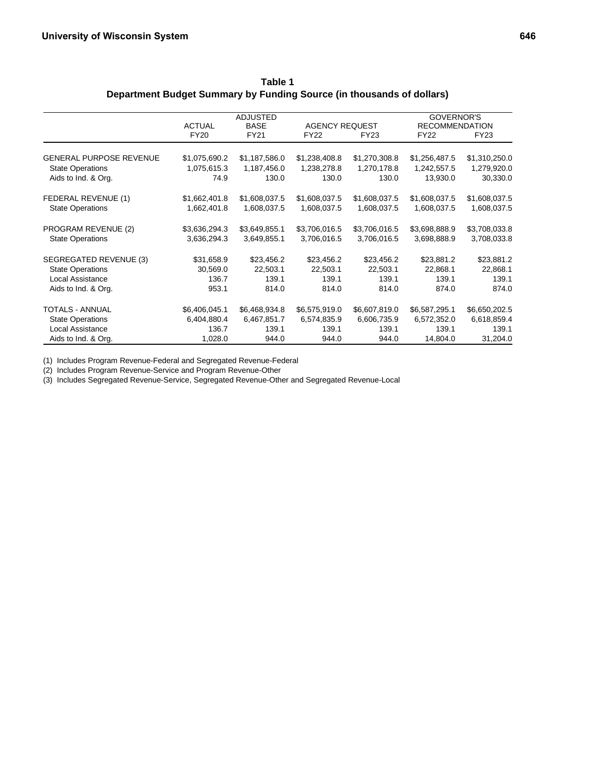**Table 1**
**Department Budget Summary by Funding Source (in thousands of dollars)**

| | ACTUAL | ADJUSTED BASE | AGENCY REQUEST | | GOVERNOR'S RECOMMENDATION | |
|---|---|---|---|---|---|---|
| | FY20 | FY21 | FY22 | FY23 | FY22 | FY23 |
| GENERAL PURPOSE REVENUE | $1,075,690.2 | $1,187,586.0 | $1,238,408.8 | $1,270,308.8 | $1,256,487.5 | $1,310,250.0 |
| State Operations | 1,075,615.3 | 1,187,456.0 | 1,238,278.8 | 1,270,178.8 | 1,242,557.5 | 1,279,920.0 |
| Aids to Ind. & Org. | 74.9 | 130.0 | 130.0 | 130.0 | 13,930.0 | 30,330.0 |
| FEDERAL REVENUE (1) | $1,662,401.8 | $1,608,037.5 | $1,608,037.5 | $1,608,037.5 | $1,608,037.5 | $1,608,037.5 |
| State Operations | 1,662,401.8 | 1,608,037.5 | 1,608,037.5 | 1,608,037.5 | 1,608,037.5 | 1,608,037.5 |
| PROGRAM REVENUE (2) | $3,636,294.3 | $3,649,855.1 | $3,706,016.5 | $3,706,016.5 | $3,698,888.9 | $3,708,033.8 |
| State Operations | 3,636,294.3 | 3,649,855.1 | 3,706,016.5 | 3,706,016.5 | 3,698,888.9 | 3,708,033.8 |
| SEGREGATED REVENUE (3) | $31,658.9 | $23,456.2 | $23,456.2 | $23,456.2 | $23,881.2 | $23,881.2 |
| State Operations | 30,569.0 | 22,503.1 | 22,503.1 | 22,503.1 | 22,868.1 | 22,868.1 |
| Local Assistance | 136.7 | 139.1 | 139.1 | 139.1 | 139.1 | 139.1 |
| Aids to Ind. & Org. | 953.1 | 814.0 | 814.0 | 814.0 | 874.0 | 874.0 |
| TOTALS - ANNUAL | $6,406,045.1 | $6,468,934.8 | $6,575,919.0 | $6,607,819.0 | $6,587,295.1 | $6,650,202.5 |
| State Operations | 6,404,880.4 | 6,467,851.7 | 6,574,835.9 | 6,606,735.9 | 6,572,352.0 | 6,618,859.4 |
| Local Assistance | 136.7 | 139.1 | 139.1 | 139.1 | 139.1 | 139.1 |
| Aids to Ind. & Org. | 1,028.0 | 944.0 | 944.0 | 944.0 | 14,804.0 | 31,204.0 |

(1) Includes Program Revenue-Federal and Segregated Revenue-Federal
(2) Includes Program Revenue-Service and Program Revenue-Other
(3) Includes Segregated Revenue-Service, Segregated Revenue-Other and Segregated Revenue-Local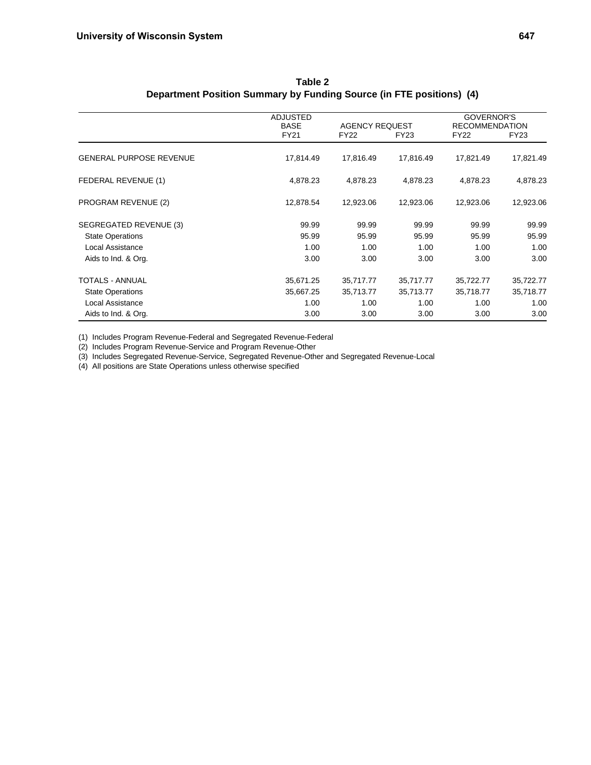## Table 2
## Department Position Summary by Funding Source (in FTE positions) (4)

| | ADJUSTED BASE | AGENCY REQUEST | | GOVERNOR'S RECOMMENDATION | |
|---|---|---|---|---|---|
| | FY21 | FY22 | FY23 | FY22 | FY23 |
| GENERAL PURPOSE REVENUE | 17,814.49 | 17,816.49 | 17,816.49 | 17,821.49 | 17,821.49 |
| FEDERAL REVENUE (1) | 4,878.23 | 4,878.23 | 4,878.23 | 4,878.23 | 4,878.23 |
| PROGRAM REVENUE (2) | 12,878.54 | 12,923.06 | 12,923.06 | 12,923.06 | 12,923.06 |
| SEGREGATED REVENUE (3) | 99.99 | 99.99 | 99.99 | 99.99 | 99.99 |
| State Operations | 95.99 | 95.99 | 95.99 | 95.99 | 95.99 |
| Local Assistance | 1.00 | 1.00 | 1.00 | 1.00 | 1.00 |
| Aids to Ind. & Org. | 3.00 | 3.00 | 3.00 | 3.00 | 3.00 |
| TOTALS - ANNUAL | 35,671.25 | 35,717.77 | 35,717.77 | 35,722.77 | 35,722.77 |
| State Operations | 35,667.25 | 35,713.77 | 35,713.77 | 35,718.77 | 35,718.77 |
| Local Assistance | 1.00 | 1.00 | 1.00 | 1.00 | 1.00 |
| Aids to Ind. & Org. | 3.00 | 3.00 | 3.00 | 3.00 | 3.00 |

(1) Includes Program Revenue-Federal and Segregated Revenue-Federal
(2) Includes Program Revenue-Service and Program Revenue-Other
(3) Includes Segregated Revenue-Service, Segregated Revenue-Other and Segregated Revenue-Local
(4) All positions are State Operations unless otherwise specified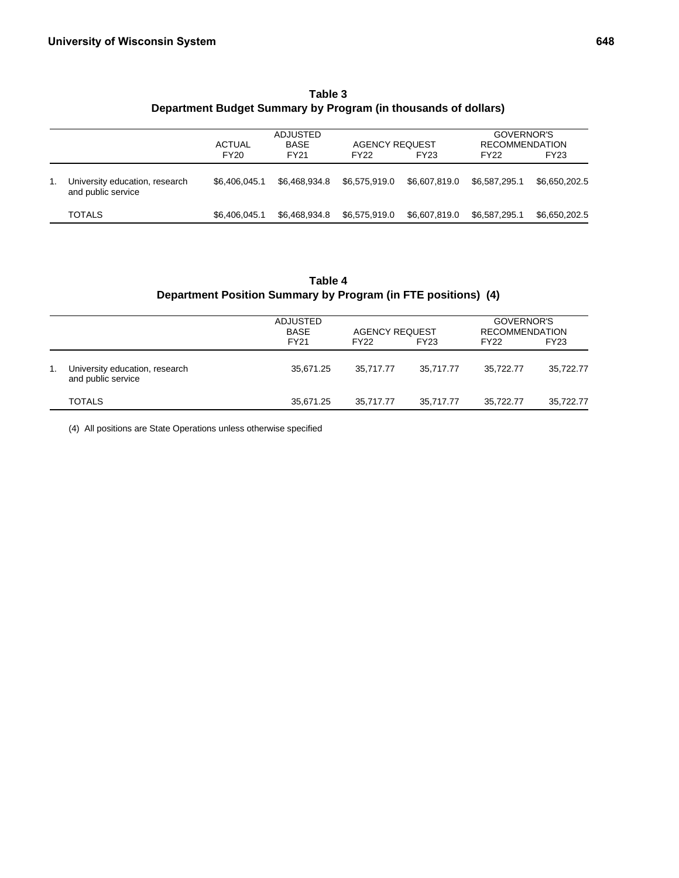**Table 3**
**Department Budget Summary by Program (in thousands of dollars)**

| | | ACTUAL | ADJUSTED BASE | AGENCY REQUEST | | GOVERNOR'S RECOMMENDATION | |
|---|---|---|---|---|---|---|---|
| | | FY20 | FY21 | FY22 | FY23 | FY22 | FY23 |
| 1. | University education, research and public service | $6,406,045.1 | $6,468,934.8 | $6,575,919.0 | $6,607,819.0 | $6,587,295.1 | $6,650,202.5 |
| | TOTALS | $6,406,045.1 | $6,468,934.8 | $6,575,919.0 | $6,607,819.0 | $6,587,295.1 | $6,650,202.5 |

**Table 4**
**Department Position Summary by Program (in FTE positions) (4)**

| | | ADJUSTED BASE | AGENCY REQUEST | | GOVERNOR'S RECOMMENDATION | |
|---|---|---|---|---|---|---|
| | | FY21 | FY22 | FY23 | FY22 | FY23 |
| 1. | University education, research and public service | 35,671.25 | 35,717.77 | 35,717.77 | 35,722.77 | 35,722.77 |
| | TOTALS | 35,671.25 | 35,717.77 | 35,717.77 | 35,722.77 | 35,722.77 |

(4) All positions are State Operations unless otherwise specified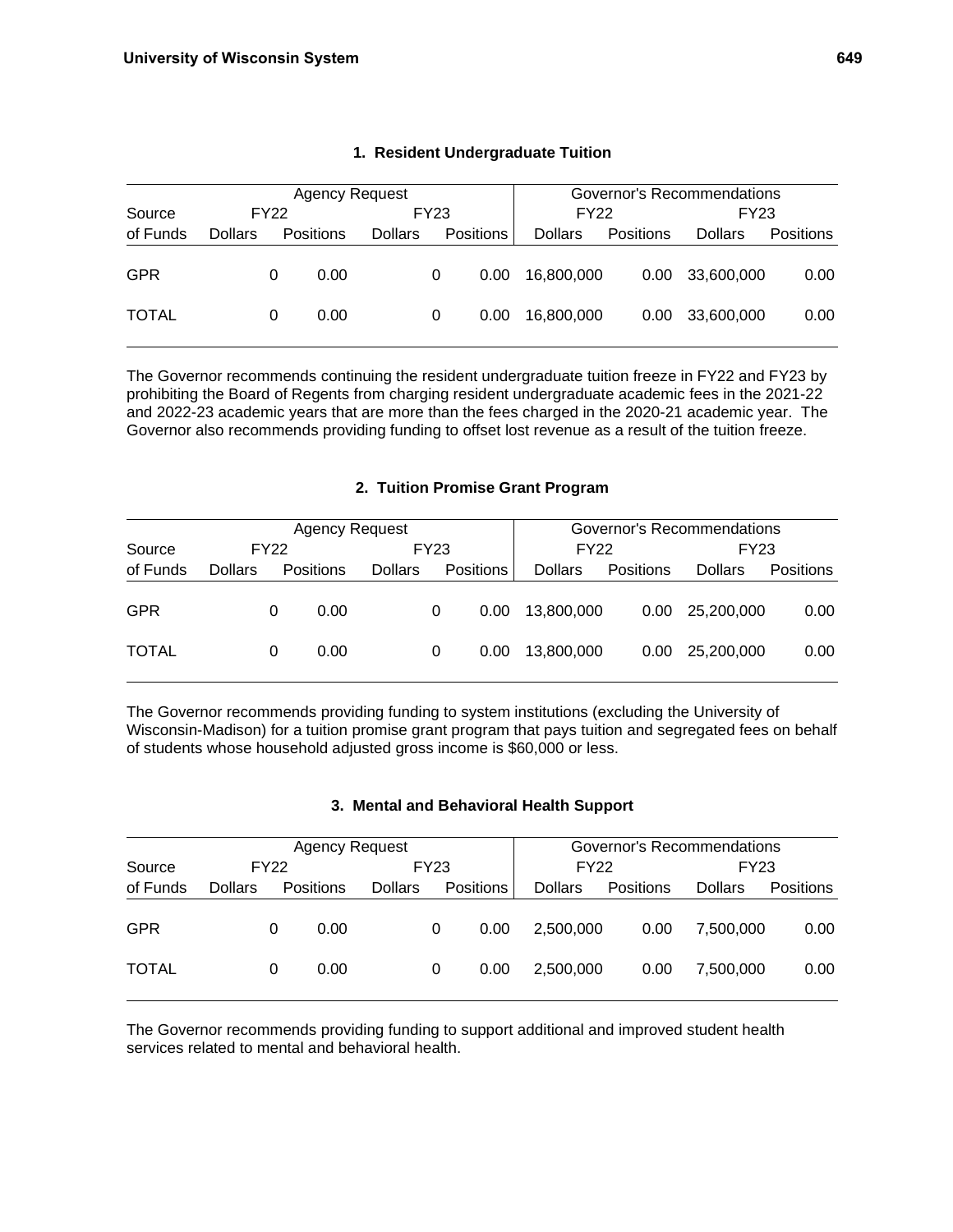### 1. Resident Undergraduate Tuition

| | Agency Request | | | | Governor's Recommendations | | | |
|---|---|---|---|---|---|---|---|---|
| Source | FY22 | | FY23 | | FY22 | | FY23 | |
| of Funds | Dollars | Positions | Dollars | Positions | Dollars | Positions | Dollars | Positions |
| GPR | 0 | 0.00 | 0 | 0.00 | 16,800,000 | 0.00 | 33,600,000 | 0.00 |
| TOTAL | 0 | 0.00 | 0 | 0.00 | 16,800,000 | 0.00 | 33,600,000 | 0.00 |

The Governor recommends continuing the resident undergraduate tuition freeze in FY22 and FY23 by prohibiting the Board of Regents from charging resident undergraduate academic fees in the 2021-22 and 2022-23 academic years that are more than the fees charged in the 2020-21 academic year. The Governor also recommends providing funding to offset lost revenue as a result of the tuition freeze.

### 2. Tuition Promise Grant Program

| | Agency Request | | | | Governor's Recommendations | | | |
|---|---|---|---|---|---|---|---|---|
| Source | FY22 | | FY23 | | FY22 | | FY23 | |
| of Funds | Dollars | Positions | Dollars | Positions | Dollars | Positions | Dollars | Positions |
| GPR | 0 | 0.00 | 0 | 0.00 | 13,800,000 | 0.00 | 25,200,000 | 0.00 |
| TOTAL | 0 | 0.00 | 0 | 0.00 | 13,800,000 | 0.00 | 25,200,000 | 0.00 |

The Governor recommends providing funding to system institutions (excluding the University of Wisconsin-Madison) for a tuition promise grant program that pays tuition and segregated fees on behalf of students whose household adjusted gross income is $60,000 or less.

### 3. Mental and Behavioral Health Support

| | Agency Request | | | | Governor's Recommendations | | | |
|---|---|---|---|---|---|---|---|---|
| Source | FY22 | | FY23 | | FY22 | | FY23 | |
| of Funds | Dollars | Positions | Dollars | Positions | Dollars | Positions | Dollars | Positions |
| GPR | 0 | 0.00 | 0 | 0.00 | 2,500,000 | 0.00 | 7,500,000 | 0.00 |
| TOTAL | 0 | 0.00 | 0 | 0.00 | 2,500,000 | 0.00 | 7,500,000 | 0.00 |

The Governor recommends providing funding to support additional and improved student health services related to mental and behavioral health.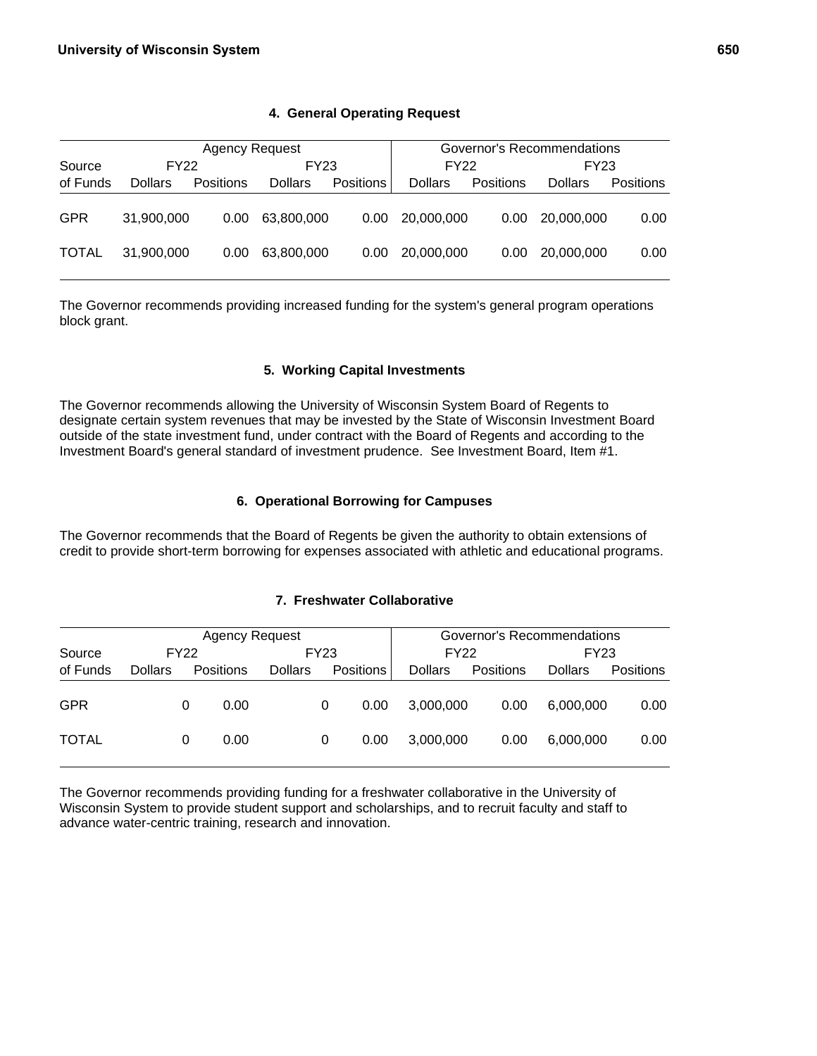### 4. General Operating Request

| Source | Agency Request | | | | Governor's Recommendations | | | |
|---|---|---|---|---|---|---|---|---|
| | FY22 | | FY23 | | FY22 | | FY23 | |
| of Funds | Dollars | Positions | Dollars | Positions | Dollars | Positions | Dollars | Positions |
| GPR | 31,900,000 | 0.00 | 63,800,000 | 0.00 | 20,000,000 | 0.00 | 20,000,000 | 0.00 |
| TOTAL | 31,900,000 | 0.00 | 63,800,000 | 0.00 | 20,000,000 | 0.00 | 20,000,000 | 0.00 |

The Governor recommends providing increased funding for the system's general program operations block grant.

### 5. Working Capital Investments

The Governor recommends allowing the University of Wisconsin System Board of Regents to designate certain system revenues that may be invested by the State of Wisconsin Investment Board outside of the state investment fund, under contract with the Board of Regents and according to the Investment Board's general standard of investment prudence. See Investment Board, Item #1.

### 6. Operational Borrowing for Campuses

The Governor recommends that the Board of Regents be given the authority to obtain extensions of credit to provide short-term borrowing for expenses associated with athletic and educational programs.

### 7. Freshwater Collaborative

| Source | Agency Request | | | | Governor's Recommendations | | | |
|---|---|---|---|---|---|---|---|---|
| | FY22 | | FY23 | | FY22 | | FY23 | |
| of Funds | Dollars | Positions | Dollars | Positions | Dollars | Positions | Dollars | Positions |
| GPR | 0 | 0.00 | 0 | 0.00 | 3,000,000 | 0.00 | 6,000,000 | 0.00 |
| TOTAL | 0 | 0.00 | 0 | 0.00 | 3,000,000 | 0.00 | 6,000,000 | 0.00 |

The Governor recommends providing funding for a freshwater collaborative in the University of Wisconsin System to provide student support and scholarships, and to recruit faculty and staff to advance water-centric training, research and innovation.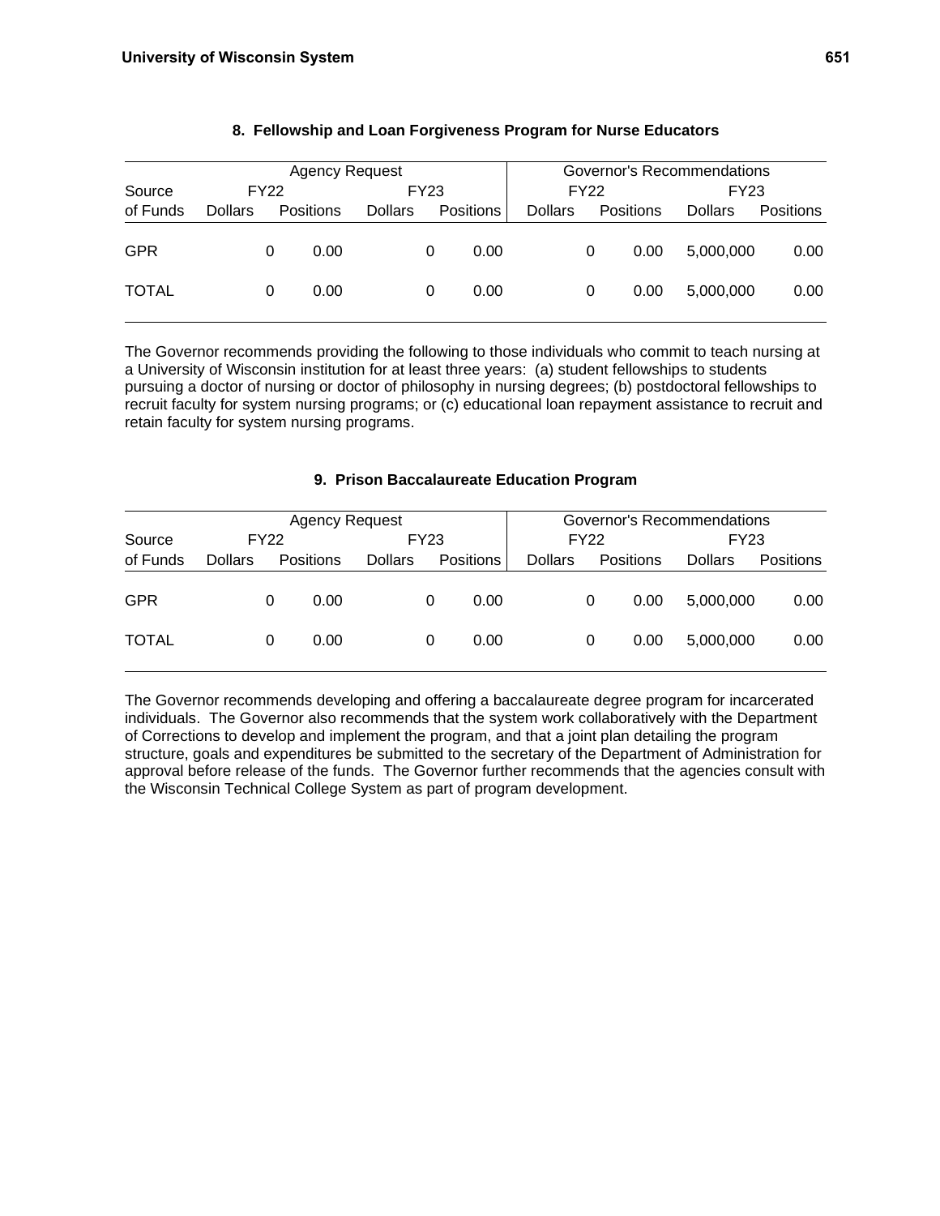### 8. Fellowship and Loan Forgiveness Program for Nurse Educators

| Source | Agency Request | | | | Governor's Recommendations | | | |
|---|---|---|---|---|---|---|---|---|
| | FY22 | | FY23 | | FY22 | | FY23 | |
| of Funds | Dollars | Positions | Dollars | Positions | Dollars | Positions | Dollars | Positions |
| GPR | 0 | 0.00 | 0 | 0.00 | 0 | 0.00 | 5,000,000 | 0.00 |
| TOTAL | 0 | 0.00 | 0 | 0.00 | 0 | 0.00 | 5,000,000 | 0.00 |

The Governor recommends providing the following to those individuals who commit to teach nursing at a University of Wisconsin institution for at least three years: (a) student fellowships to students pursuing a doctor of nursing or doctor of philosophy in nursing degrees; (b) postdoctoral fellowships to recruit faculty for system nursing programs; or (c) educational loan repayment assistance to recruit and retain faculty for system nursing programs.

### 9. Prison Baccalaureate Education Program

| Source | Agency Request | | | | Governor's Recommendations | | | |
|---|---|---|---|---|---|---|---|---|
| | FY22 | | FY23 | | FY22 | | FY23 | |
| of Funds | Dollars | Positions | Dollars | Positions | Dollars | Positions | Dollars | Positions |
| GPR | 0 | 0.00 | 0 | 0.00 | 0 | 0.00 | 5,000,000 | 0.00 |
| TOTAL | 0 | 0.00 | 0 | 0.00 | 0 | 0.00 | 5,000,000 | 0.00 |

The Governor recommends developing and offering a baccalaureate degree program for incarcerated individuals. The Governor also recommends that the system work collaboratively with the Department of Corrections to develop and implement the program, and that a joint plan detailing the program structure, goals and expenditures be submitted to the secretary of the Department of Administration for approval before release of the funds. The Governor further recommends that the agencies consult with the Wisconsin Technical College System as part of program development.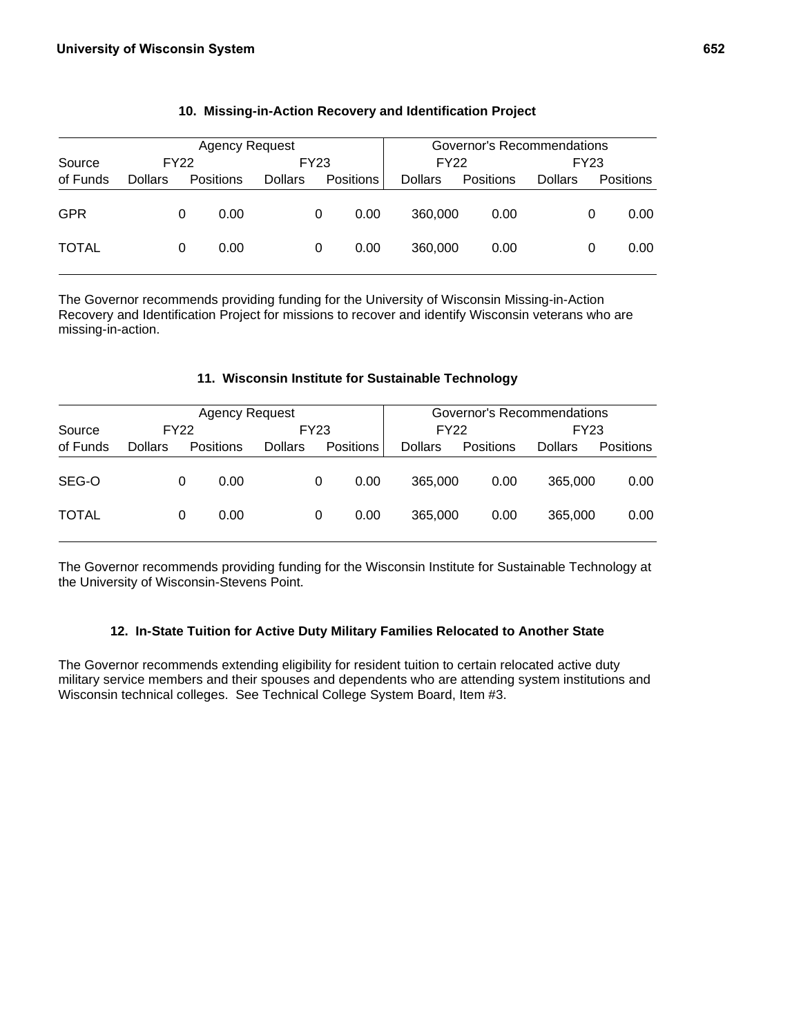### 10. Missing-in-Action Recovery and Identification Project

| Source | Agency Request | | | | Governor's Recommendations | | | |
|---|---|---|---|---|---|---|---|---|
| | FY22 | | FY23 | | FY22 | | FY23 | |
| of Funds | Dollars | Positions | Dollars | Positions | Dollars | Positions | Dollars | Positions |
| GPR | 0 | 0.00 | 0 | 0.00 | 360,000 | 0.00 | 0 | 0.00 |
| TOTAL | 0 | 0.00 | 0 | 0.00 | 360,000 | 0.00 | 0 | 0.00 |

The Governor recommends providing funding for the University of Wisconsin Missing-in-Action Recovery and Identification Project for missions to recover and identify Wisconsin veterans who are missing-in-action.

### 11. Wisconsin Institute for Sustainable Technology

| Source | Agency Request | | | | Governor's Recommendations | | | |
|---|---|---|---|---|---|---|---|---|
| | FY22 | | FY23 | | FY22 | | FY23 | |
| of Funds | Dollars | Positions | Dollars | Positions | Dollars | Positions | Dollars | Positions |
| SEG-O | 0 | 0.00 | 0 | 0.00 | 365,000 | 0.00 | 365,000 | 0.00 |
| TOTAL | 0 | 0.00 | 0 | 0.00 | 365,000 | 0.00 | 365,000 | 0.00 |

The Governor recommends providing funding for the Wisconsin Institute for Sustainable Technology at the University of Wisconsin-Stevens Point.

### 12. In-State Tuition for Active Duty Military Families Relocated to Another State

The Governor recommends extending eligibility for resident tuition to certain relocated active duty military service members and their spouses and dependents who are attending system institutions and Wisconsin technical colleges. See Technical College System Board, Item #3.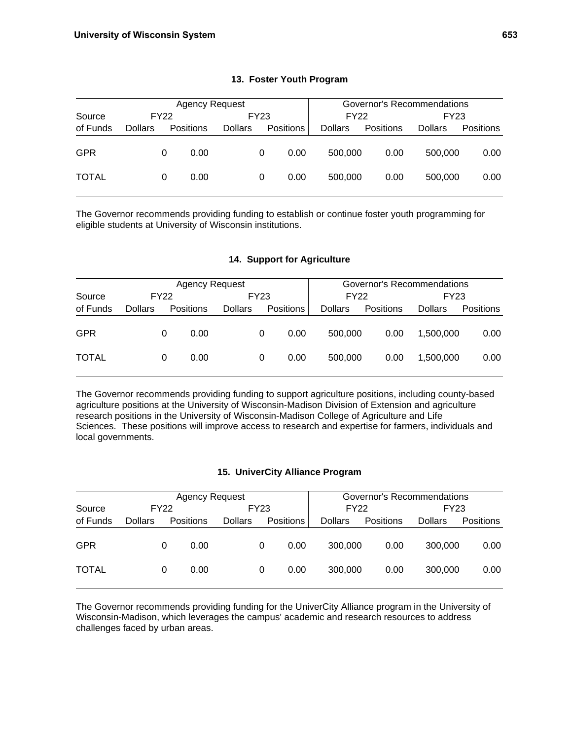### 13. Foster Youth Program

| Source | Agency Request | | | | Governor's Recommendations | | | |
|---|---|---|---|---|---|---|---|---|
| | FY22 | | FY23 | | FY22 | | FY23 | |
| of Funds | Dollars | Positions | Dollars | Positions | Dollars | Positions | Dollars | Positions |
| GPR | 0 | 0.00 | 0 | 0.00 | 500,000 | 0.00 | 500,000 | 0.00 |
| TOTAL | 0 | 0.00 | 0 | 0.00 | 500,000 | 0.00 | 500,000 | 0.00 |

The Governor recommends providing funding to establish or continue foster youth programming for eligible students at University of Wisconsin institutions.

### 14. Support for Agriculture

| Source | Agency Request | | | | Governor's Recommendations | | | |
|---|---|---|---|---|---|---|---|---|
| | FY22 | | FY23 | | FY22 | | FY23 | |
| of Funds | Dollars | Positions | Dollars | Positions | Dollars | Positions | Dollars | Positions |
| GPR | 0 | 0.00 | 0 | 0.00 | 500,000 | 0.00 | 1,500,000 | 0.00 |
| TOTAL | 0 | 0.00 | 0 | 0.00 | 500,000 | 0.00 | 1,500,000 | 0.00 |

The Governor recommends providing funding to support agriculture positions, including county-based agriculture positions at the University of Wisconsin-Madison Division of Extension and agriculture research positions in the University of Wisconsin-Madison College of Agriculture and Life Sciences. These positions will improve access to research and expertise for farmers, individuals and local governments.

### 15. UniverCity Alliance Program

| Source | Agency Request | | | | Governor's Recommendations | | | |
|---|---|---|---|---|---|---|---|---|
| | FY22 | | FY23 | | FY22 | | FY23 | |
| of Funds | Dollars | Positions | Dollars | Positions | Dollars | Positions | Dollars | Positions |
| GPR | 0 | 0.00 | 0 | 0.00 | 300,000 | 0.00 | 300,000 | 0.00 |
| TOTAL | 0 | 0.00 | 0 | 0.00 | 300,000 | 0.00 | 300,000 | 0.00 |

The Governor recommends providing funding for the UniverCity Alliance program in the University of Wisconsin-Madison, which leverages the campus' academic and research resources to address challenges faced by urban areas.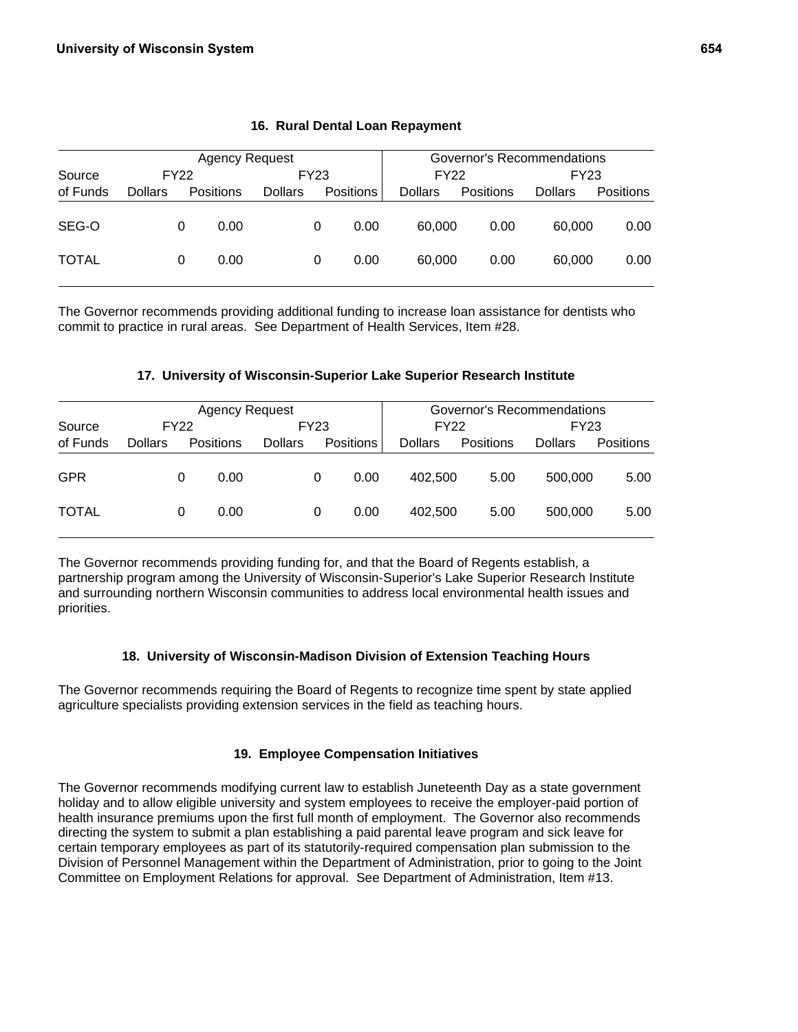### 16. Rural Dental Loan Repayment

| Source | Agency Request | | | | Governor's Recommendations | | | |
|---|---|---|---|---|---|---|---|---|
| | FY22 | | FY23 | | FY22 | | FY23 | |
| of Funds | Dollars | Positions | Dollars | Positions | Dollars | Positions | Dollars | Positions |
| SEG-O | 0 | 0.00 | 0 | 0.00 | 60,000 | 0.00 | 60,000 | 0.00 |
| TOTAL | 0 | 0.00 | 0 | 0.00 | 60,000 | 0.00 | 60,000 | 0.00 |

The Governor recommends providing additional funding to increase loan assistance for dentists who commit to practice in rural areas. See Department of Health Services, Item #28.

### 17. University of Wisconsin-Superior Lake Superior Research Institute

| Source | Agency Request | | | | Governor's Recommendations | | | |
|---|---|---|---|---|---|---|---|---|
| | FY22 | | FY23 | | FY22 | | FY23 | |
| of Funds | Dollars | Positions | Dollars | Positions | Dollars | Positions | Dollars | Positions |
| GPR | 0 | 0.00 | 0 | 0.00 | 402,500 | 5.00 | 500,000 | 5.00 |
| TOTAL | 0 | 0.00 | 0 | 0.00 | 402,500 | 5.00 | 500,000 | 5.00 |

The Governor recommends providing funding for, and that the Board of Regents establish, a partnership program among the University of Wisconsin-Superior's Lake Superior Research Institute and surrounding northern Wisconsin communities to address local environmental health issues and priorities.

### 18. University of Wisconsin-Madison Division of Extension Teaching Hours

The Governor recommends requiring the Board of Regents to recognize time spent by state applied agriculture specialists providing extension services in the field as teaching hours.

### 19. Employee Compensation Initiatives

The Governor recommends modifying current law to establish Juneteenth Day as a state government holiday and to allow eligible university and system employees to receive the employer-paid portion of health insurance premiums upon the first full month of employment. The Governor also recommends directing the system to submit a plan establishing a paid parental leave program and sick leave for certain temporary employees as part of its statutorily-required compensation plan submission to the Division of Personnel Management within the Department of Administration, prior to going to the Joint Committee on Employment Relations for approval. See Department of Administration, Item #13.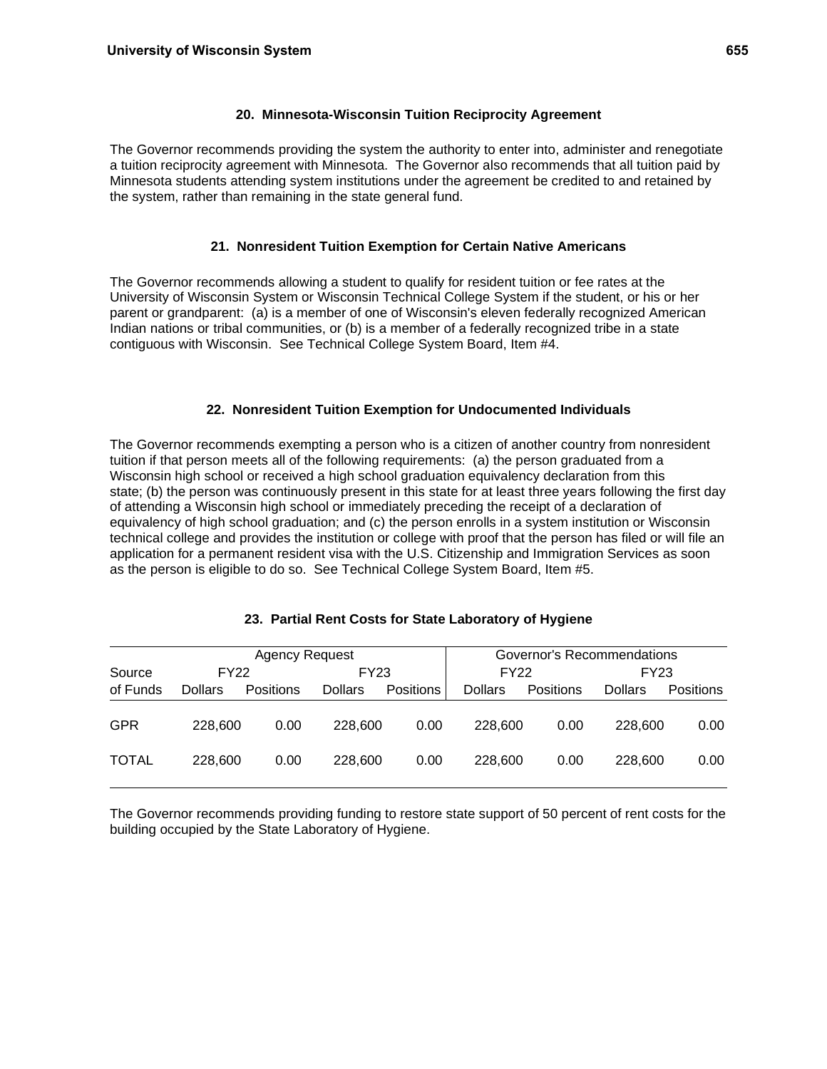### 20. Minnesota-Wisconsin Tuition Reciprocity Agreement

The Governor recommends providing the system the authority to enter into, administer and renegotiate a tuition reciprocity agreement with Minnesota. The Governor also recommends that all tuition paid by Minnesota students attending system institutions under the agreement be credited to and retained by the system, rather than remaining in the state general fund.

### 21. Nonresident Tuition Exemption for Certain Native Americans

The Governor recommends allowing a student to qualify for resident tuition or fee rates at the University of Wisconsin System or Wisconsin Technical College System if the student, or his or her parent or grandparent: (a) is a member of one of Wisconsin's eleven federally recognized American Indian nations or tribal communities, or (b) is a member of a federally recognized tribe in a state contiguous with Wisconsin. See Technical College System Board, Item #4.

### 22. Nonresident Tuition Exemption for Undocumented Individuals

The Governor recommends exempting a person who is a citizen of another country from nonresident tuition if that person meets all of the following requirements: (a) the person graduated from a Wisconsin high school or received a high school graduation equivalency declaration from this state; (b) the person was continuously present in this state for at least three years following the first day of attending a Wisconsin high school or immediately preceding the receipt of a declaration of equivalency of high school graduation; and (c) the person enrolls in a system institution or Wisconsin technical college and provides the institution or college with proof that the person has filed or will file an application for a permanent resident visa with the U.S. Citizenship and Immigration Services as soon as the person is eligible to do so. See Technical College System Board, Item #5.

### 23. Partial Rent Costs for State Laboratory of Hygiene

| Source | Agency Request | | | | Governor's Recommendations | | | |
|---|---|---|---|---|---|---|---|---|
| of Funds | FY22 | | FY23 | | FY22 | | FY23 | |
| | Dollars | Positions | Dollars | Positions | Dollars | Positions | Dollars | Positions |
| GPR | 228,600 | 0.00 | 228,600 | 0.00 | 228,600 | 0.00 | 228,600 | 0.00 |
| TOTAL | 228,600 | 0.00 | 228,600 | 0.00 | 228,600 | 0.00 | 228,600 | 0.00 |

The Governor recommends providing funding to restore state support of 50 percent of rent costs for the building occupied by the State Laboratory of Hygiene.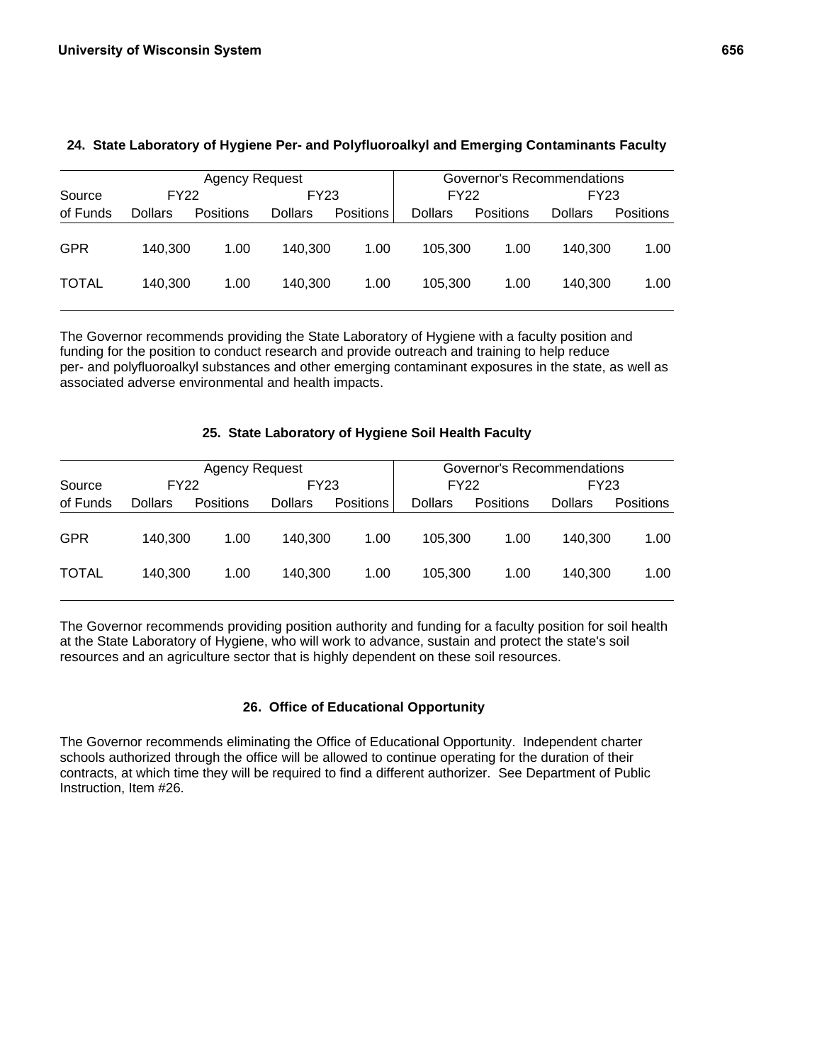### 24. State Laboratory of Hygiene Per- and Polyfluoroalkyl and Emerging Contaminants Faculty

| Source | Agency Request | | | | Governor's Recommendations | | | |
|---|---|---|---|---|---|---|---|---|
| | FY22 | | FY23 | | FY22 | | FY23 | |
| of Funds | Dollars | Positions | Dollars | Positions | Dollars | Positions | Dollars | Positions |
| GPR | 140,300 | 1.00 | 140,300 | 1.00 | 105,300 | 1.00 | 140,300 | 1.00 |
| TOTAL | 140,300 | 1.00 | 140,300 | 1.00 | 105,300 | 1.00 | 140,300 | 1.00 |

The Governor recommends providing the State Laboratory of Hygiene with a faculty position and funding for the position to conduct research and provide outreach and training to help reduce per- and polyfluoroalkyl substances and other emerging contaminant exposures in the state, as well as associated adverse environmental and health impacts.

### 25. State Laboratory of Hygiene Soil Health Faculty

| Source | Agency Request | | | | Governor's Recommendations | | | |
|---|---|---|---|---|---|---|---|---|
| | FY22 | | FY23 | | FY22 | | FY23 | |
| of Funds | Dollars | Positions | Dollars | Positions | Dollars | Positions | Dollars | Positions |
| GPR | 140,300 | 1.00 | 140,300 | 1.00 | 105,300 | 1.00 | 140,300 | 1.00 |
| TOTAL | 140,300 | 1.00 | 140,300 | 1.00 | 105,300 | 1.00 | 140,300 | 1.00 |

The Governor recommends providing position authority and funding for a faculty position for soil health at the State Laboratory of Hygiene, who will work to advance, sustain and protect the state's soil resources and an agriculture sector that is highly dependent on these soil resources.

### 26. Office of Educational Opportunity

The Governor recommends eliminating the Office of Educational Opportunity. Independent charter schools authorized through the office will be allowed to continue operating for the duration of their contracts, at which time they will be required to find a different authorizer. See Department of Public Instruction, Item #26.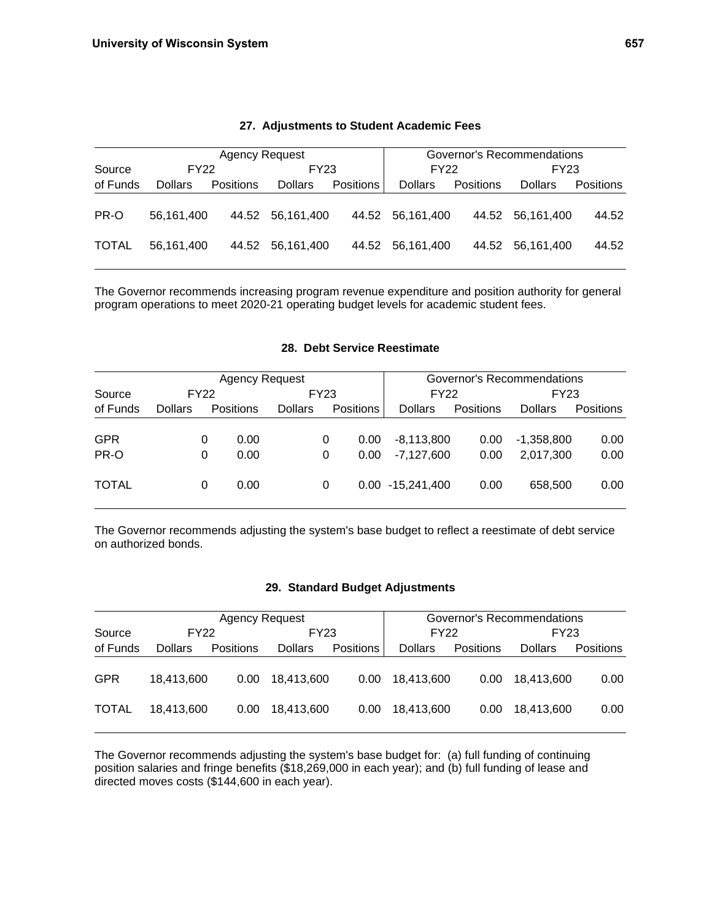### 27. Adjustments to Student Academic Fees

| Source | Agency Request | | | | Governor's Recommendations | | | |
|---|---|---|---|---|---|---|---|---|
| | FY22 | | FY23 | | FY22 | | FY23 | |
| of Funds | Dollars | Positions | Dollars | Positions | Dollars | Positions | Dollars | Positions |
| PR-O | 56,161,400 | 44.52 | 56,161,400 | 44.52 | 56,161,400 | 44.52 | 56,161,400 | 44.52 |
| TOTAL | 56,161,400 | 44.52 | 56,161,400 | 44.52 | 56,161,400 | 44.52 | 56,161,400 | 44.52 |

The Governor recommends increasing program revenue expenditure and position authority for general program operations to meet 2020-21 operating budget levels for academic student fees.

### 28. Debt Service Reestimate

| Source | Agency Request | | | | Governor's Recommendations | | | |
|---|---|---|---|---|---|---|---|---|
| | FY22 | | FY23 | | FY22 | | FY23 | |
| of Funds | Dollars | Positions | Dollars | Positions | Dollars | Positions | Dollars | Positions |
| GPR | 0 | 0.00 | 0 | 0.00 | -8,113,800 | 0.00 | -1,358,800 | 0.00 |
| PR-O | 0 | 0.00 | 0 | 0.00 | -7,127,600 | 0.00 | 2,017,300 | 0.00 |
| TOTAL | 0 | 0.00 | 0 | 0.00 | -15,241,400 | 0.00 | 658,500 | 0.00 |

The Governor recommends adjusting the system's base budget to reflect a reestimate of debt service on authorized bonds.

### 29. Standard Budget Adjustments

| Source | Agency Request | | | | Governor's Recommendations | | | |
|---|---|---|---|---|---|---|---|---|
| | FY22 | | FY23 | | FY22 | | FY23 | |
| of Funds | Dollars | Positions | Dollars | Positions | Dollars | Positions | Dollars | Positions |
| GPR | 18,413,600 | 0.00 | 18,413,600 | 0.00 | 18,413,600 | 0.00 | 18,413,600 | 0.00 |
| TOTAL | 18,413,600 | 0.00 | 18,413,600 | 0.00 | 18,413,600 | 0.00 | 18,413,600 | 0.00 |

The Governor recommends adjusting the system's base budget for: (a) full funding of continuing position salaries and fringe benefits ($18,269,000 in each year); and (b) full funding of lease and directed moves costs ($144,600 in each year).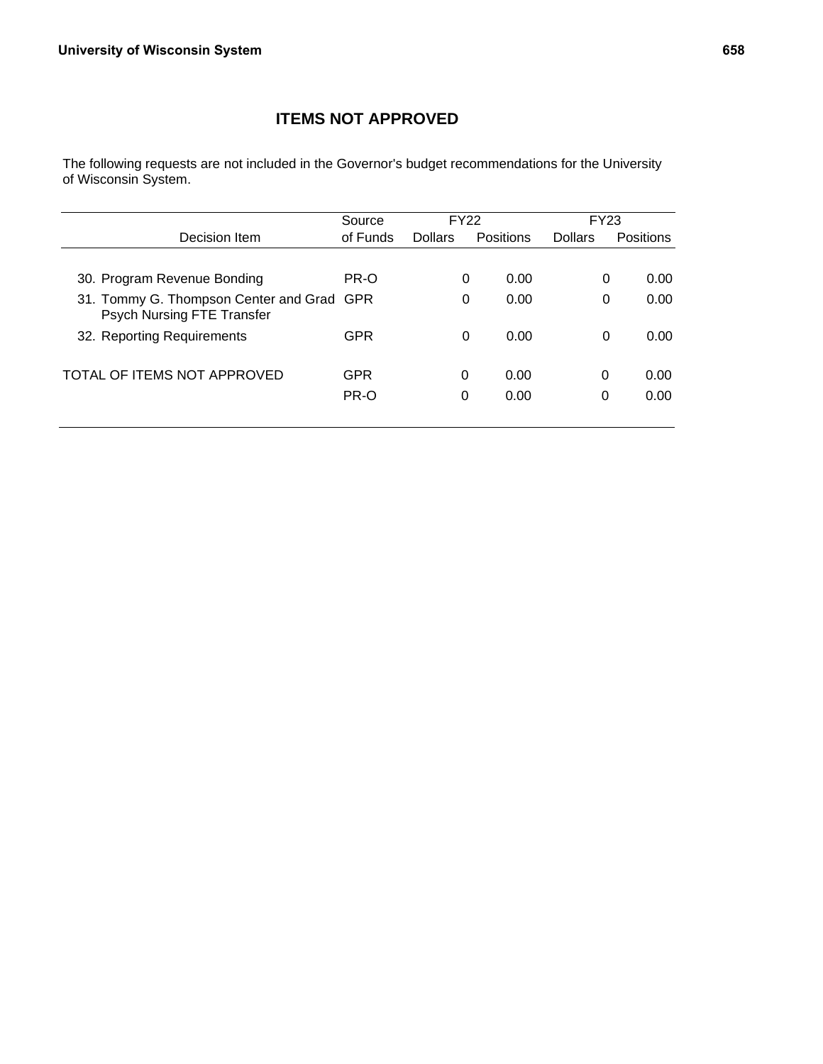## ITEMS NOT APPROVED

The following requests are not included in the Governor's budget recommendations for the University of Wisconsin System.

| Decision Item | Source of Funds | FY22 Dollars | FY22 Positions | FY23 Dollars | FY23 Positions |
|---|---|---|---|---|---|
| 30. Program Revenue Bonding | PR-O | 0 | 0.00 | 0 | 0.00 |
| 31. Tommy G. Thompson Center and Grad Psych Nursing FTE Transfer | GPR | 0 | 0.00 | 0 | 0.00 |
| 32. Reporting Requirements | GPR | 0 | 0.00 | 0 | 0.00 |
| TOTAL OF ITEMS NOT APPROVED | GPR | 0 | 0.00 | 0 | 0.00 |
| | PR-O | 0 | 0.00 | 0 | 0.00 |